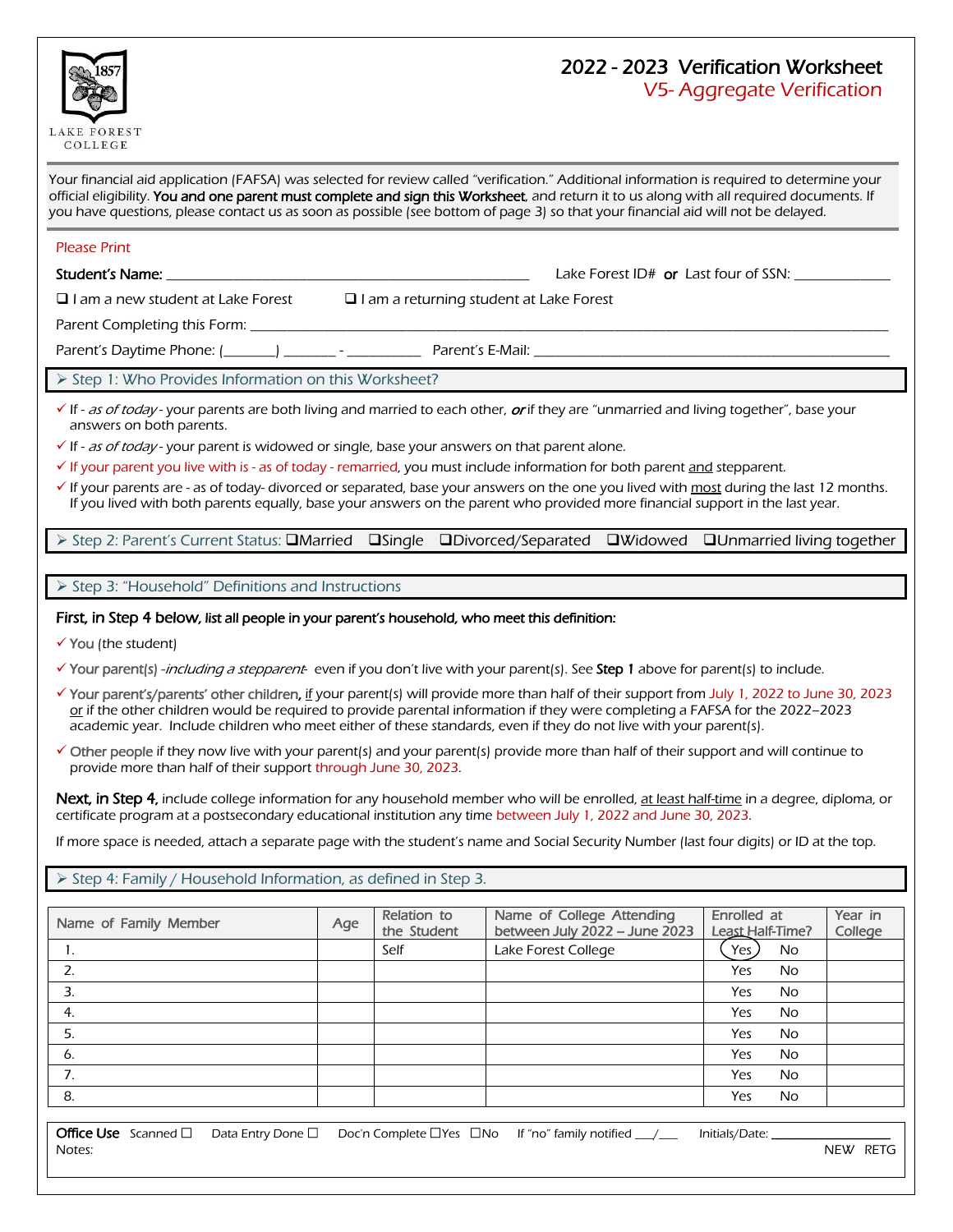LAKE FOREST COLLEGE

# 2022 - 2023 Verification Worksheet
## V5- Aggregate Verification

Your financial aid application (FAFSA) was selected for review called "verification." Additional information is required to determine your official eligibility. **You and one parent must complete and sign this Worksheet**, and return it to us along with all required documents. If you have questions, please contact us as soon as possible (see bottom of page 3) so that your financial aid will not be delayed.

Please Print

**Student's Name:** ______________________________________ Lake Forest ID# **or** Last four of SSN: ____________

❑ I am a new student at Lake Forest ❑ I am a returning student at Lake Forest

Parent Completing this Form: ________________________________________________________________

Parent's Daytime Phone: (______) _______ - __________ Parent's E-Mail: ______________________________________

### ➢ Step 1: Who Provides Information on this Worksheet?

- ✓ If - *as of today* - your parents are both living and married to each other, ***or*** if they are "unmarried and living together", base your answers on both parents.
- ✓ If - *as of today* - your parent is widowed or single, base your answers on that parent alone.
- ✓ If your parent you live with is - as of today - remarried, you must include information for both parent and stepparent.
- ✓ If your parents are - as of today- divorced or separated, base your answers on the one you lived with most during the last 12 months. If you lived with both parents equally, base your answers on the parent who provided more financial support in the last year.

### ➢ Step 2: Parent's Current Status: ❑Married ❑Single ❑Divorced/Separated ❑Widowed ❑Unmarried living together

### ➢ Step 3: "Household" Definitions and Instructions

**First, in Step 4 below, list all people in your parent's household, who meet this definition:**

- ✓ You (the student)
- ✓ Your parent(s) -*including a stepparent*- even if you don't live with your parent(s). See **Step 1** above for parent(s) to include.
- ✓ Your parent's/parents' other children, if your parent(s) will provide more than half of their support from July 1, 2022 to June 30, 2023 or if the other children would be required to provide parental information if they were completing a FAFSA for the 2022–2023 academic year. Include children who meet either of these standards, even if they do not live with your parent(s).
- ✓ Other people if they now live with your parent(s) and your parent(s) provide more than half of their support and will continue to provide more than half of their support through June 30, 2023.

**Next, in Step 4,** include college information for any household member who will be enrolled, at least half-time in a degree, diploma, or certificate program at a postsecondary educational institution any time between July 1, 2022 and June 30, 2023.

If more space is needed, attach a separate page with the student's name and Social Security Number (last four digits) or ID at the top.

### ➢ Step 4: Family / Household Information, as defined in Step 3.

| Name of Family Member | Age | Relation to the Student | Name of College Attending between July 2022 – June 2023 | Enrolled at Least Half-Time? | Year in College |
|---|---|---|---|---|---|
| 1. | | Self | Lake Forest College | (Yes) No | |
| 2. | | | | Yes No | |
| 3. | | | | Yes No | |
| 4. | | | | Yes No | |
| 5. | | | | Yes No | |
| 6. | | | | Yes No | |
| 7. | | | | Yes No | |
| 8. | | | | Yes No | |

**Office Use** Scanned ☐ Data Entry Done ☐ Doc'n Complete ☐Yes ☐No If "no" family notified ___/___ Initials/Date: ____________
Notes: NEW RETG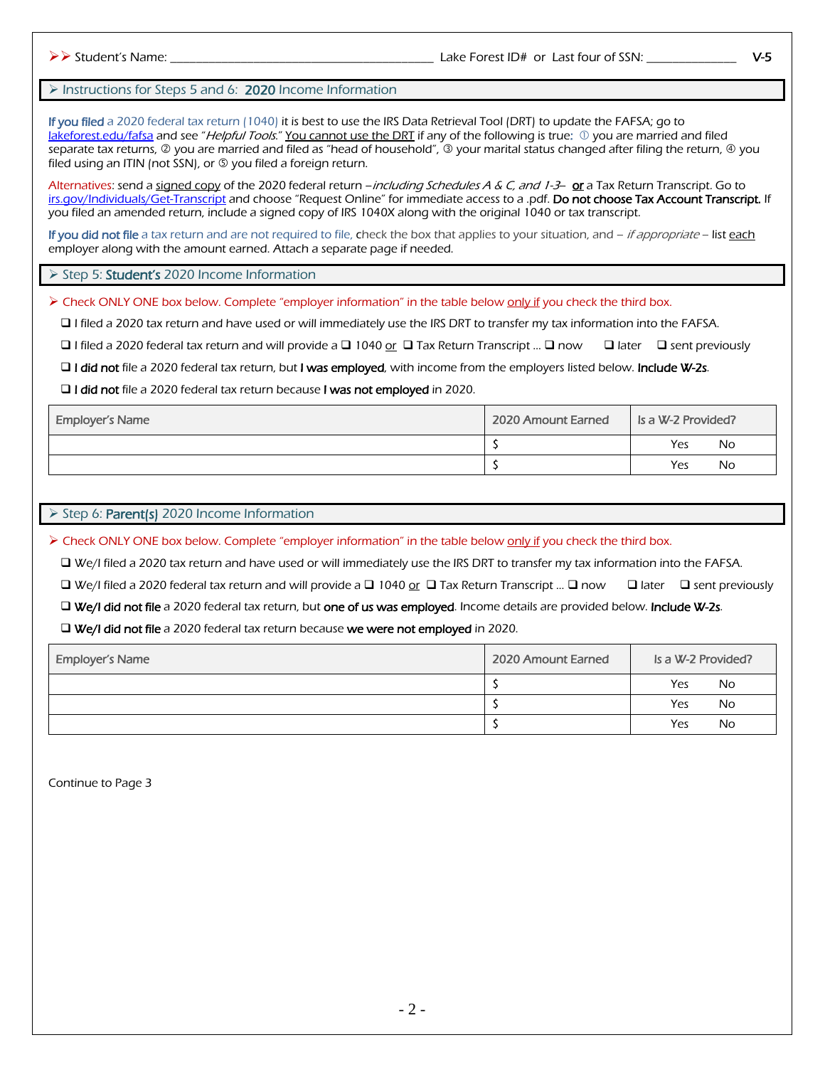➤➤ Student's Name: ________________________________________ Lake Forest ID# or Last four of SSN: ______________ V-5

## ➤ Instructions for Steps 5 and 6: **2020** Income Information

**If you filed** a 2020 federal tax return (1040) it is best to use the IRS Data Retrieval Tool (DRT) to update the FAFSA; go to lakeforest.edu/fafsa and see "*Helpful Tools.*" You cannot use the DRT if any of the following is true: ① you are married and filed separate tax returns, ② you are married and filed as "head of household", ③ your marital status changed after filing the return, ④ you filed using an ITIN (not SSN), or ⑤ you filed a foreign return.

Alternatives: send a signed copy of the 2020 federal return –*including Schedules A & C, and 1-3*– **or** a Tax Return Transcript. Go to irs.gov/Individuals/Get-Transcript and choose "Request Online" for immediate access to a .pdf. **Do not choose Tax Account Transcript.** If you filed an amended return, include a signed copy of IRS 1040X along with the original 1040 or tax transcript.

**If you did not file** a tax return and are not required to file, check the box that applies to your situation, and – *if appropriate* – list each employer along with the amount earned. Attach a separate page if needed.

## ➤ Step 5: **Student's** 2020 Income Information

➤ Check ONLY ONE box below. Complete "employer information" in the table below only if you check the third box.

- ❑ I filed a 2020 tax return and have used or will immediately use the IRS DRT to transfer my tax information into the FAFSA.
- ❑ I filed a 2020 federal tax return and will provide a ❑ 1040 or ❑ Tax Return Transcript … ❑ now ❑ later ❑ sent previously
- ❑ **I did not** file a 2020 federal tax return, but **I was employed**, with income from the employers listed below. **Include W-2s**.
- ❑ **I did not** file a 2020 federal tax return because **I was not employed** in 2020.

| Employer's Name | 2020 Amount Earned | Is a W-2 Provided? |
|---|---|---|
| | $ | Yes No |
| | $ | Yes No |

## ➤ Step 6: **Parent(s)** 2020 Income Information

➤ Check ONLY ONE box below. Complete "employer information" in the table below only if you check the third box.

- ❑ We/I filed a 2020 tax return and have used or will immediately use the IRS DRT to transfer my tax information into the FAFSA.
- ❑ We/I filed a 2020 federal tax return and will provide a ❑ 1040 or ❑ Tax Return Transcript … ❑ now ❑ later ❑ sent previously
- ❑ **We/I did not file** a 2020 federal tax return, but **one of us was employed**. Income details are provided below. **Include W-2s**.
- ❑ **We/I did not file** a 2020 federal tax return because **we were not employed** in 2020.

| Employer's Name | 2020 Amount Earned | Is a W-2 Provided? |
|---|---|---|
| | $ | Yes No |
| | $ | Yes No |
| | $ | Yes No |

Continue to Page 3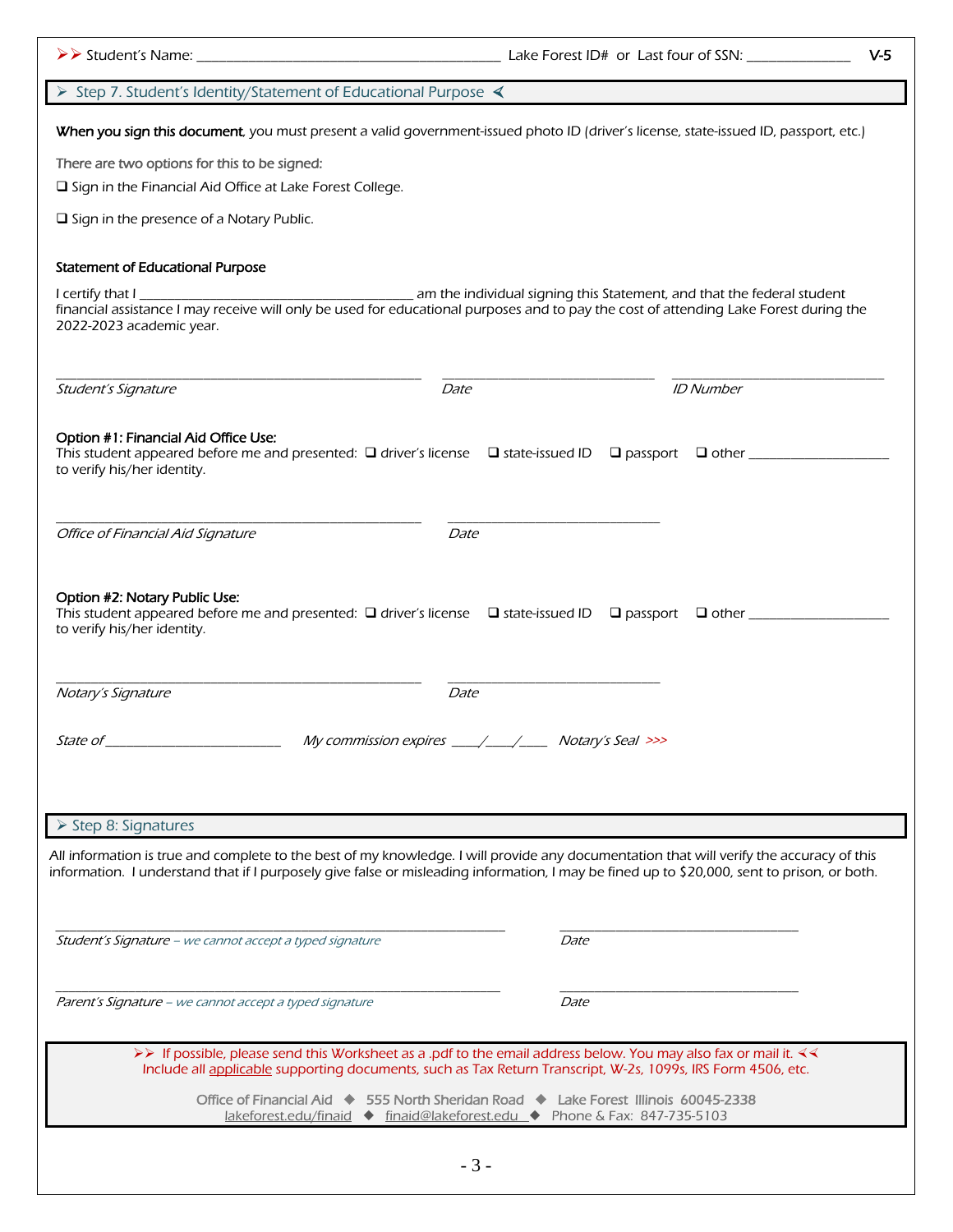➢➢ Student's Name: ____________________________________________ Lake Forest ID# or Last four of SSN: _______________ V-5

## ➢ Step 7. Student's Identity/Statement of Educational Purpose ⮜

**When you sign this document**, you must present a valid government-issued photo ID (driver's license, state-issued ID, passport, etc.)

There are two options for this to be signed:

❑ Sign in the Financial Aid Office at Lake Forest College.

❑ Sign in the presence of a Notary Public.

**Statement of Educational Purpose**

I certify that I ________________________________________ am the individual signing this Statement, and that the federal student financial assistance I may receive will only be used for educational purposes and to pay the cost of attending Lake Forest during the 2022-2023 academic year.

_____________________________________________ _______________________________ _______________________________

*Student's Signature* *Date* *ID Number*

**Option #1: Financial Aid Office Use:**
This student appeared before me and presented: ❑ driver's license ❑ state-issued ID ❑ passport ❑ other ____________________ to verify his/her identity.

_____________________________________________ _______________________________

*Office of Financial Aid Signature* *Date*

**Option #2: Notary Public Use:**
This student appeared before me and presented: ❑ driver's license ❑ state-issued ID ❑ passport ❑ other ____________________ to verify his/her identity.

_____________________________________________ _______________________________

*Notary's Signature* *Date*

*State of* __________________________ *My commission expires* ____/____/____ *Notary's Seal* >>>

## ➢ Step 8: Signatures

All information is true and complete to the best of my knowledge. I will provide any documentation that will verify the accuracy of this information. I understand that if I purposely give false or misleading information, I may be fined up to $20,000, sent to prison, or both.

_____________________________________________ _______________________________

*Student's Signature – we cannot accept a typed signature* *Date*

_____________________________________________ _______________________________

*Parent's Signature – we cannot accept a typed signature* *Date*

➢➢ If possible, please send this Worksheet as a .pdf to the email address below. You may also fax or mail it. ⮜⮜
Include all applicable supporting documents, such as Tax Return Transcript, W-2s, 1099s, IRS Form 4506, etc.

Office of Financial Aid ◆ 555 North Sheridan Road ◆ Lake Forest Illinois 60045-2338
lakeforest.edu/finaid ◆ finaid@lakeforest.edu ◆ Phone & Fax: 847-735-5103